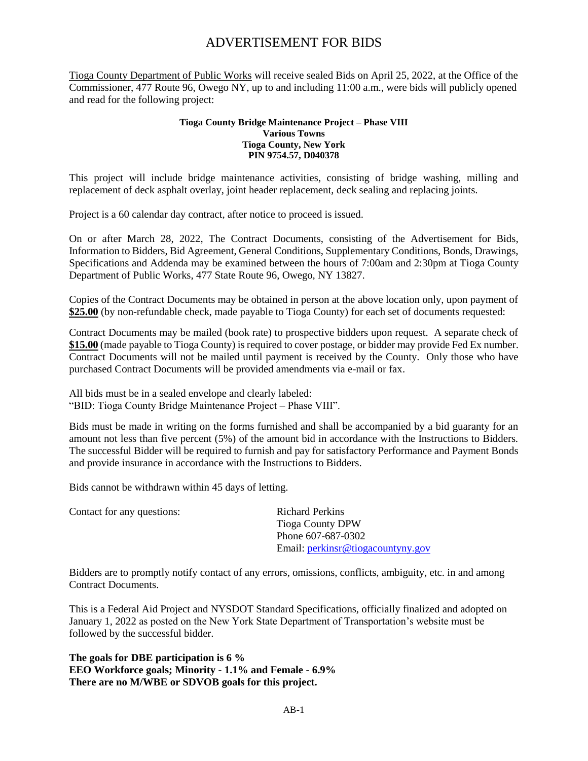# ADVERTISEMENT FOR BIDS

Tioga County Department of Public Works will receive sealed Bids on April 25, 2022, at the Office of the Commissioner, 477 Route 96, Owego NY, up to and including 11:00 a.m., were bids will publicly opened and read for the following project:

**Tioga County Bridge Maintenance Project – Phase VIII**
**Various Towns**
**Tioga County, New York**
**PIN 9754.57, D040378**

This project will include bridge maintenance activities, consisting of bridge washing, milling and replacement of deck asphalt overlay, joint header replacement, deck sealing and replacing joints.

Project is a 60 calendar day contract, after notice to proceed is issued.

On or after March 28, 2022, The Contract Documents, consisting of the Advertisement for Bids, Information to Bidders, Bid Agreement, General Conditions, Supplementary Conditions, Bonds, Drawings, Specifications and Addenda may be examined between the hours of 7:00am and 2:30pm at Tioga County Department of Public Works, 477 State Route 96, Owego, NY 13827.

Copies of the Contract Documents may be obtained in person at the above location only, upon payment of **$25.00** (by non-refundable check, made payable to Tioga County) for each set of documents requested:

Contract Documents may be mailed (book rate) to prospective bidders upon request. A separate check of **$15.00** (made payable to Tioga County) is required to cover postage, or bidder may provide Fed Ex number. Contract Documents will not be mailed until payment is received by the County. Only those who have purchased Contract Documents will be provided amendments via e-mail or fax.

All bids must be in a sealed envelope and clearly labeled:
"BID: Tioga County Bridge Maintenance Project – Phase VIII".

Bids must be made in writing on the forms furnished and shall be accompanied by a bid guaranty for an amount not less than five percent (5%) of the amount bid in accordance with the Instructions to Bidders. The successful Bidder will be required to furnish and pay for satisfactory Performance and Payment Bonds and provide insurance in accordance with the Instructions to Bidders.

Bids cannot be withdrawn within 45 days of letting.

Contact for any questions:

Richard Perkins
Tioga County DPW
Phone 607-687-0302
Email: perkinsr@tiogacountyny.gov

Bidders are to promptly notify contact of any errors, omissions, conflicts, ambiguity, etc. in and among Contract Documents.

This is a Federal Aid Project and NYSDOT Standard Specifications, officially finalized and adopted on January 1, 2022 as posted on the New York State Department of Transportation's website must be followed by the successful bidder.

**The goals for DBE participation is 6 %**
**EEO Workforce goals; Minority - 1.1% and Female - 6.9%**
**There are no M/WBE or SDVOB goals for this project.**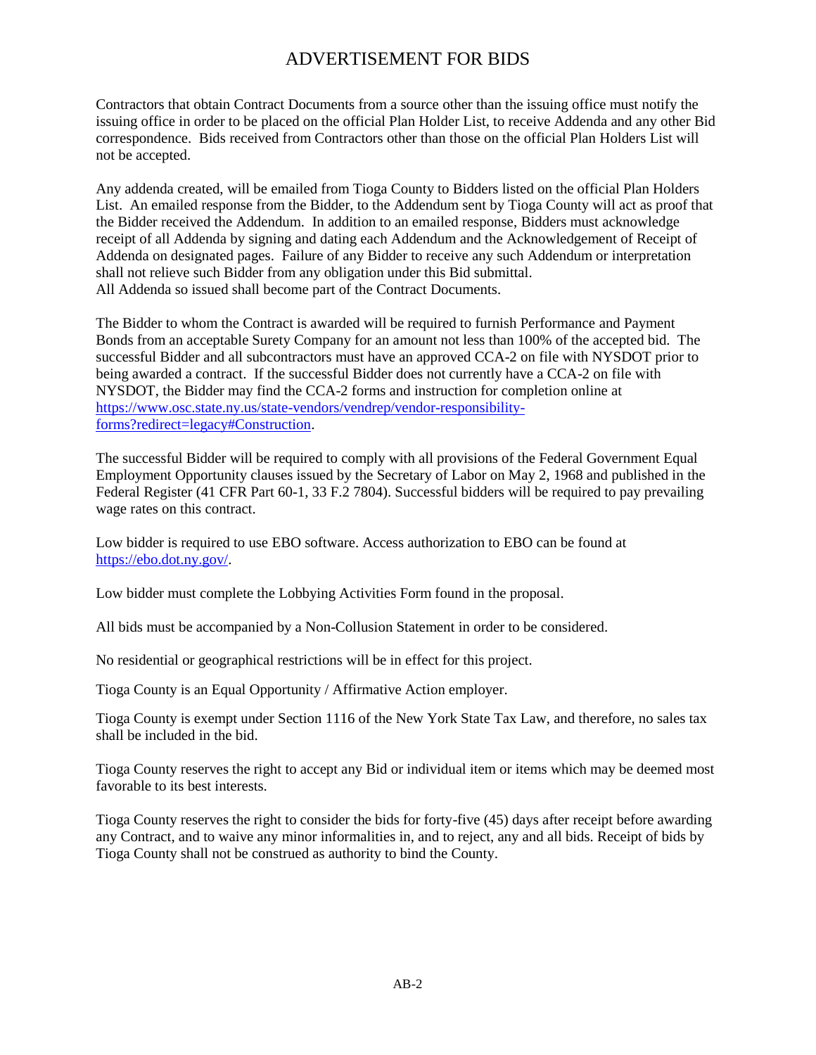# ADVERTISEMENT FOR BIDS

Contractors that obtain Contract Documents from a source other than the issuing office must notify the issuing office in order to be placed on the official Plan Holder List, to receive Addenda and any other Bid correspondence. Bids received from Contractors other than those on the official Plan Holders List will not be accepted.

Any addenda created, will be emailed from Tioga County to Bidders listed on the official Plan Holders List. An emailed response from the Bidder, to the Addendum sent by Tioga County will act as proof that the Bidder received the Addendum. In addition to an emailed response, Bidders must acknowledge receipt of all Addenda by signing and dating each Addendum and the Acknowledgement of Receipt of Addenda on designated pages. Failure of any Bidder to receive any such Addendum or interpretation shall not relieve such Bidder from any obligation under this Bid submittal.
All Addenda so issued shall become part of the Contract Documents.

The Bidder to whom the Contract is awarded will be required to furnish Performance and Payment Bonds from an acceptable Surety Company for an amount not less than 100% of the accepted bid. The successful Bidder and all subcontractors must have an approved CCA-2 on file with NYSDOT prior to being awarded a contract. If the successful Bidder does not currently have a CCA-2 on file with NYSDOT, the Bidder may find the CCA-2 forms and instruction for completion online at [https://www.osc.state.ny.us/state-vendors/vendrep/vendor-responsibility-forms?redirect=legacy#Construction](https://www.osc.state.ny.us/state-vendors/vendrep/vendor-responsibility-forms?redirect=legacy#Construction).

The successful Bidder will be required to comply with all provisions of the Federal Government Equal Employment Opportunity clauses issued by the Secretary of Labor on May 2, 1968 and published in the Federal Register (41 CFR Part 60-1, 33 F.2 7804). Successful bidders will be required to pay prevailing wage rates on this contract.

Low bidder is required to use EBO software. Access authorization to EBO can be found at [https://ebo.dot.ny.gov/](https://ebo.dot.ny.gov/).

Low bidder must complete the Lobbying Activities Form found in the proposal.

All bids must be accompanied by a Non-Collusion Statement in order to be considered.

No residential or geographical restrictions will be in effect for this project.

Tioga County is an Equal Opportunity / Affirmative Action employer.

Tioga County is exempt under Section 1116 of the New York State Tax Law, and therefore, no sales tax shall be included in the bid.

Tioga County reserves the right to accept any Bid or individual item or items which may be deemed most favorable to its best interests.

Tioga County reserves the right to consider the bids for forty-five (45) days after receipt before awarding any Contract, and to waive any minor informalities in, and to reject, any and all bids. Receipt of bids by Tioga County shall not be construed as authority to bind the County.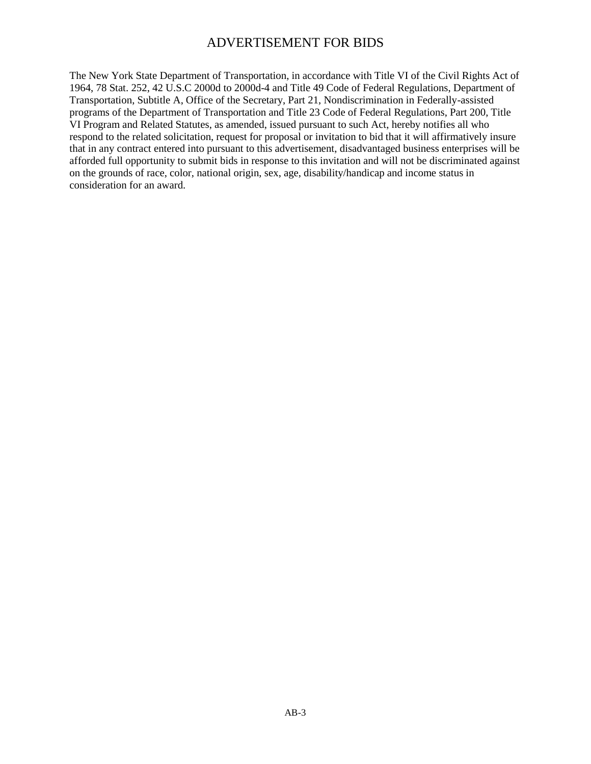# ADVERTISEMENT FOR BIDS

The New York State Department of Transportation, in accordance with Title VI of the Civil Rights Act of 1964, 78 Stat. 252, 42 U.S.C 2000d to 2000d-4 and Title 49 Code of Federal Regulations, Department of Transportation, Subtitle A, Office of the Secretary, Part 21, Nondiscrimination in Federally-assisted programs of the Department of Transportation and Title 23 Code of Federal Regulations, Part 200, Title VI Program and Related Statutes, as amended, issued pursuant to such Act, hereby notifies all who respond to the related solicitation, request for proposal or invitation to bid that it will affirmatively insure that in any contract entered into pursuant to this advertisement, disadvantaged business enterprises will be afforded full opportunity to submit bids in response to this invitation and will not be discriminated against on the grounds of race, color, national origin, sex, age, disability/handicap and income status in consideration for an award.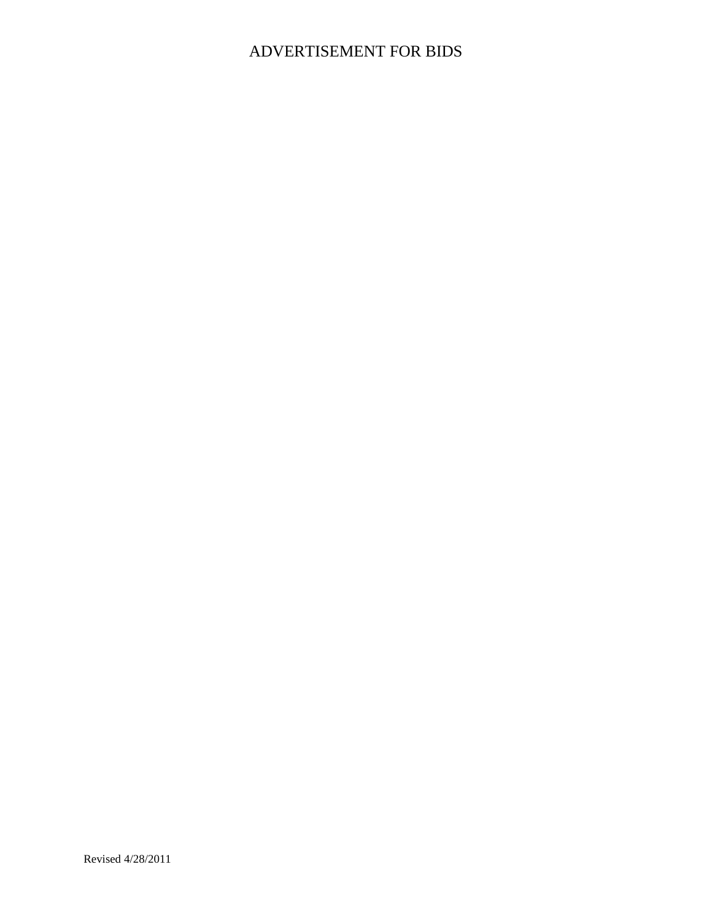# ADVERTISEMENT FOR BIDS

Revised 4/28/2011